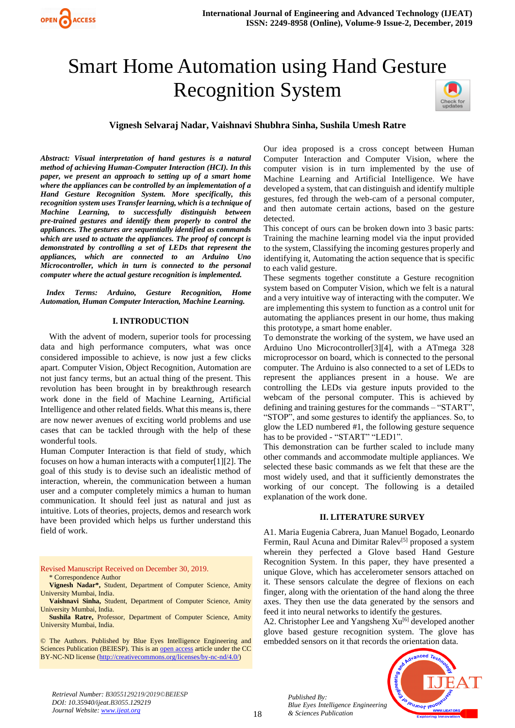# Smart Home Automation using Hand Gesture Recognition System

**Vignesh Selvaraj Nadar, Vaishnavi Shubhra Sinha, Sushila Umesh Ratre**

***Abstract:*** ***Visual interpretation of hand gestures is a natural method of achieving Human-Computer Interaction (HCI). In this paper, we present an approach to setting up of a smart home where the appliances can be controlled by an implementation of a Hand Gesture Recognition System. More specifically, this recognition system uses Transfer learning, which is a technique of Machine Learning, to successfully distinguish between pre-trained gestures and identify them properly to control the appliances. The gestures are sequentially identified as commands which are used to actuate the appliances. The proof of concept is demonstrated by controlling a set of LEDs that represent the appliances, which are connected to an Arduino Uno Microcontroller, which in turn is connected to the personal computer where the actual gesture recognition is implemented.***

***Index Terms:*** ***Arduino, Gesture Recognition, Home Automation, Human Computer Interaction, Machine Learning.***

## I. INTRODUCTION

With the advent of modern, superior tools for processing data and high performance computers, what was once considered impossible to achieve, is now just a few clicks apart. Computer Vision, Object Recognition, Automation are not just fancy terms, but an actual thing of the present. This revolution has been brought in by breakthrough research work done in the field of Machine Learning, Artificial Intelligence and other related fields. What this means is, there are now newer avenues of exciting world problems and use cases that can be tackled through with the help of these wonderful tools.

Human Computer Interaction is that field of study, which focuses on how a human interacts with a computer[1][2]. The goal of this study is to devise such an idealistic method of interaction, wherein, the communication between a human user and a computer completely mimics a human to human communication. It should feel just as natural and just as intuitive. Lots of theories, projects, demos and research work have been provided which helps us further understand this field of work.

Revised Manuscript Received on December 30, 2019.

\* Correspondence Author

**Vignesh Nadar\***, Student, Department of Computer Science, Amity University Mumbai, India.

**Vaishnavi Sinha,** Student, Department of Computer Science, Amity University Mumbai, India.

**Sushila Ratre,** Professor, Department of Computer Science, Amity University Mumbai, India.

© The Authors. Published by Blue Eyes Intelligence Engineering and Sciences Publication (BEIESP). This is an open access article under the CC BY-NC-ND license (http://creativecommons.org/licenses/by-nc-nd/4.0/)

Our idea proposed is a cross concept between Human Computer Interaction and Computer Vision, where the computer vision is in turn implemented by the use of Machine Learning and Artificial Intelligence. We have developed a system, that can distinguish and identify multiple gestures, fed through the web-cam of a personal computer, and then automate certain actions, based on the gesture detected.

This concept of ours can be broken down into 3 basic parts: Training the machine learning model via the input provided to the system, Classifying the incoming gestures properly and identifying it, Automating the action sequence that is specific to each valid gesture.

These segments together constitute a Gesture recognition system based on Computer Vision, which we felt is a natural and a very intuitive way of interacting with the computer. We are implementing this system to function as a control unit for automating the appliances present in our home, thus making this prototype, a smart home enabler.

To demonstrate the working of the system, we have used an Arduino Uno Microcontroller[3][4], with a ATmega 328 microprocessor on board, which is connected to the personal computer. The Arduino is also connected to a set of LEDs to represent the appliances present in a house. We are controlling the LEDs via gesture inputs provided to the webcam of the personal computer. This is achieved by defining and training gestures for the commands – "START", "STOP", and some gestures to identify the appliances. So, to glow the LED numbered #1, the following gesture sequence has to be provided - "START" "LED1".

This demonstration can be further scaled to include many other commands and accommodate multiple appliances. We selected these basic commands as we felt that these are the most widely used, and that it sufficiently demonstrates the working of our concept. The following is a detailed explanation of the work done.

## II. LITERATURE SURVEY

A1. Maria Eugenia Cabrera, Juan Manuel Bogado, Leonardo Fermin, Raul Acuna and Dimitar Ralev[5] proposed a system wherein they perfected a Glove based Hand Gesture Recognition System. In this paper, they have presented a unique Glove, which has accelerometer sensors attached on it. These sensors calculate the degree of flexions on each finger, along with the orientation of the hand along the three axes. They then use the data generated by the sensors and feed it into neural networks to identify the gestures.

A2. Christopher Lee and Yangsheng Xu[6] developed another glove based gesture recognition system. The glove has embedded sensors on it that records the orientation data.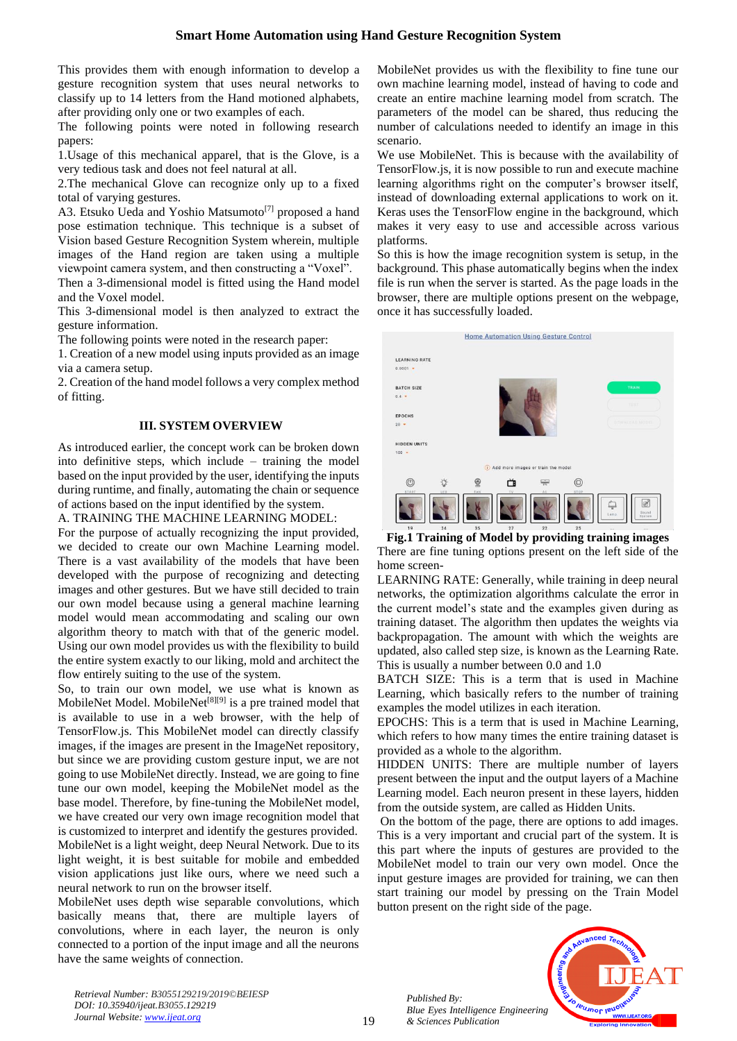This provides them with enough information to develop a gesture recognition system that uses neural networks to classify up to 14 letters from the Hand motioned alphabets, after providing only one or two examples of each.

The following points were noted in following research papers:

1.Usage of this mechanical apparel, that is the Glove, is a very tedious task and does not feel natural at all.

2.The mechanical Glove can recognize only up to a fixed total of varying gestures.

A3. Etsuko Ueda and Yoshio Matsumoto[7] proposed a hand pose estimation technique. This technique is a subset of Vision based Gesture Recognition System wherein, multiple images of the Hand region are taken using a multiple viewpoint camera system, and then constructing a "Voxel". Then a 3-dimensional model is fitted using the Hand model and the Voxel model.

This 3-dimensional model is then analyzed to extract the gesture information.

The following points were noted in the research paper:

1. Creation of a new model using inputs provided as an image via a camera setup.

2. Creation of the hand model follows a very complex method of fitting.

## III. SYSTEM OVERVIEW

As introduced earlier, the concept work can be broken down into definitive steps, which include – training the model based on the input provided by the user, identifying the inputs during runtime, and finally, automating the chain or sequence of actions based on the input identified by the system.

A. TRAINING THE MACHINE LEARNING MODEL:

For the purpose of actually recognizing the input provided, we decided to create our own Machine Learning model. There is a vast availability of the models that have been developed with the purpose of recognizing and detecting images and other gestures. But we have still decided to train our own model because using a general machine learning model would mean accommodating and scaling our own algorithm theory to match with that of the generic model. Using our own model provides us with the flexibility to build the entire system exactly to our liking, mold and architect the flow entirely suiting to the use of the system.

So, to train our own model, we use what is known as MobileNet Model. MobileNet[8][9] is a pre trained model that is available to use in a web browser, with the help of TensorFlow.js. This MobileNet model can directly classify images, if the images are present in the ImageNet repository, but since we are providing custom gesture input, we are not going to use MobileNet directly. Instead, we are going to fine tune our own model, keeping the MobileNet model as the base model. Therefore, by fine-tuning the MobileNet model, we have created our very own image recognition model that is customized to interpret and identify the gestures provided.

MobileNet is a light weight, deep Neural Network. Due to its light weight, it is best suitable for mobile and embedded vision applications just like ours, where we need such a neural network to run on the browser itself.

MobileNet uses depth wise separable convolutions, which basically means that, there are multiple layers of convolutions, where in each layer, the neuron is only connected to a portion of the input image and all the neurons have the same weights of connection.

MobileNet provides us with the flexibility to fine tune our own machine learning model, instead of having to code and create an entire machine learning model from scratch. The parameters of the model can be shared, thus reducing the number of calculations needed to identify an image in this scenario.

We use MobileNet. This is because with the availability of TensorFlow.js, it is now possible to run and execute machine learning algorithms right on the computer's browser itself, instead of downloading external applications to work on it. Keras uses the TensorFlow engine in the background, which makes it very easy to use and accessible across various platforms.

So this is how the image recognition system is setup, in the background. This phase automatically begins when the index file is run when the server is started. As the page loads in the browser, there are multiple options present on the webpage, once it has successfully loaded.

**Fig.1 Training of Model by providing training images**

There are fine tuning options present on the left side of the home screen-

LEARNING RATE: Generally, while training in deep neural networks, the optimization algorithms calculate the error in the current model's state and the examples given during as training dataset. The algorithm then updates the weights via backpropagation. The amount with which the weights are updated, also called step size, is known as the Learning Rate. This is usually a number between 0.0 and 1.0

BATCH SIZE: This is a term that is used in Machine Learning, which basically refers to the number of training examples the model utilizes in each iteration.

EPOCHS: This is a term that is used in Machine Learning, which refers to how many times the entire training dataset is provided as a whole to the algorithm.

HIDDEN UNITS: There are multiple number of layers present between the input and the output layers of a Machine Learning model. Each neuron present in these layers, hidden from the outside system, are called as Hidden Units.

On the bottom of the page, there are options to add images. This is a very important and crucial part of the system. It is this part where the inputs of gestures are provided to the MobileNet model to train our very own model. Once the input gesture images are provided for training, we can then start training our model by pressing on the Train Model button present on the right side of the page.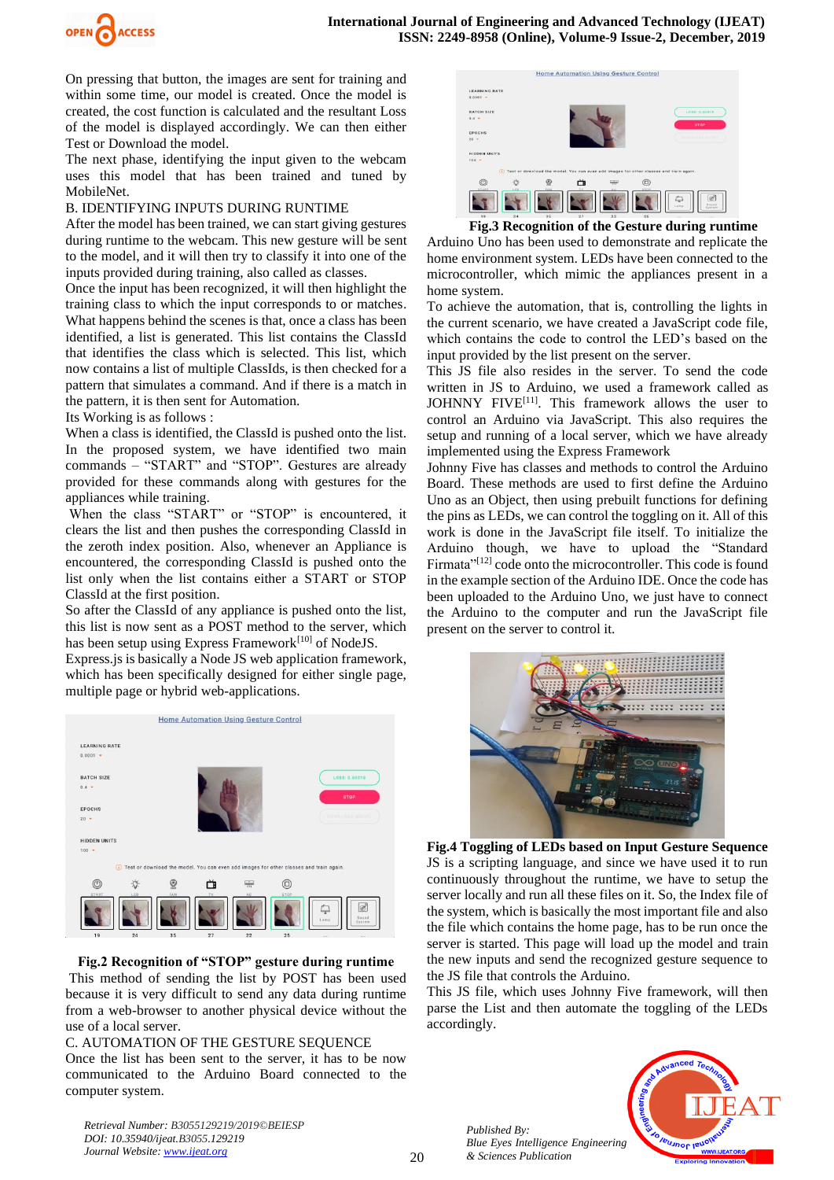On pressing that button, the images are sent for training and within some time, our model is created. Once the model is created, the cost function is calculated and the resultant Loss of the model is displayed accordingly. We can then either Test or Download the model.

The next phase, identifying the input given to the webcam uses this model that has been trained and tuned by MobileNet.

### B. IDENTIFYING INPUTS DURING RUNTIME

After the model has been trained, we can start giving gestures during runtime to the webcam. This new gesture will be sent to the model, and it will then try to classify it into one of the inputs provided during training, also called as classes.

Once the input has been recognized, it will then highlight the training class to which the input corresponds to or matches.

What happens behind the scenes is that, once a class has been identified, a list is generated. This list contains the ClassId that identifies the class which is selected. This list, which now contains a list of multiple ClassIds, is then checked for a pattern that simulates a command. And if there is a match in the pattern, it is then sent for Automation.

Its Working is as follows :

When a class is identified, the ClassId is pushed onto the list. In the proposed system, we have identified two main commands – "START" and "STOP". Gestures are already provided for these commands along with gestures for the appliances while training.

When the class "START" or "STOP" is encountered, it clears the list and then pushes the corresponding ClassId in the zeroth index position. Also, whenever an Appliance is encountered, the corresponding ClassId is pushed onto the list only when the list contains either a START or STOP ClassId at the first position.

So after the ClassId of any appliance is pushed onto the list, this list is now sent as a POST method to the server, which has been setup using Express Framework[10] of NodeJS.

Express.js is basically a Node JS web application framework, which has been specifically designed for either single page, multiple page or hybrid web-applications.

**Fig.2 Recognition of "STOP" gesture during runtime**

This method of sending the list by POST has been used because it is very difficult to send any data during runtime from a web-browser to another physical device without the use of a local server.

### C. AUTOMATION OF THE GESTURE SEQUENCE

Once the list has been sent to the server, it has to be now communicated to the Arduino Board connected to the computer system.

**Fig.3 Recognition of the Gesture during runtime**

Arduino Uno has been used to demonstrate and replicate the home environment system. LEDs have been connected to the microcontroller, which mimic the appliances present in a home system.

To achieve the automation, that is, controlling the lights in the current scenario, we have created a JavaScript code file, which contains the code to control the LED's based on the input provided by the list present on the server.

This JS file also resides in the server. To send the code written in JS to Arduino, we used a framework called as JOHNNY FIVE[11]. This framework allows the user to control an Arduino via JavaScript. This also requires the setup and running of a local server, which we have already implemented using the Express Framework

Johnny Five has classes and methods to control the Arduino Board. These methods are used to first define the Arduino Uno as an Object, then using prebuilt functions for defining the pins as LEDs, we can control the toggling on it. All of this work is done in the JavaScript file itself. To initialize the Arduino though, we have to upload the "Standard Firmata"[12] code onto the microcontroller. This code is found in the example section of the Arduino IDE. Once the code has been uploaded to the Arduino Uno, we just have to connect the Arduino to the computer and run the JavaScript file present on the server to control it.

**Fig.4 Toggling of LEDs based on Input Gesture Sequence**

JS is a scripting language, and since we have used it to run continuously throughout the runtime, we have to setup the server locally and run all these files on it. So, the Index file of the system, which is basically the most important file and also the file which contains the home page, has to be run once the server is started. This page will load up the model and train the new inputs and send the recognized gesture sequence to the JS file that controls the Arduino.

This JS file, which uses Johnny Five framework, will then parse the List and then automate the toggling of the LEDs accordingly.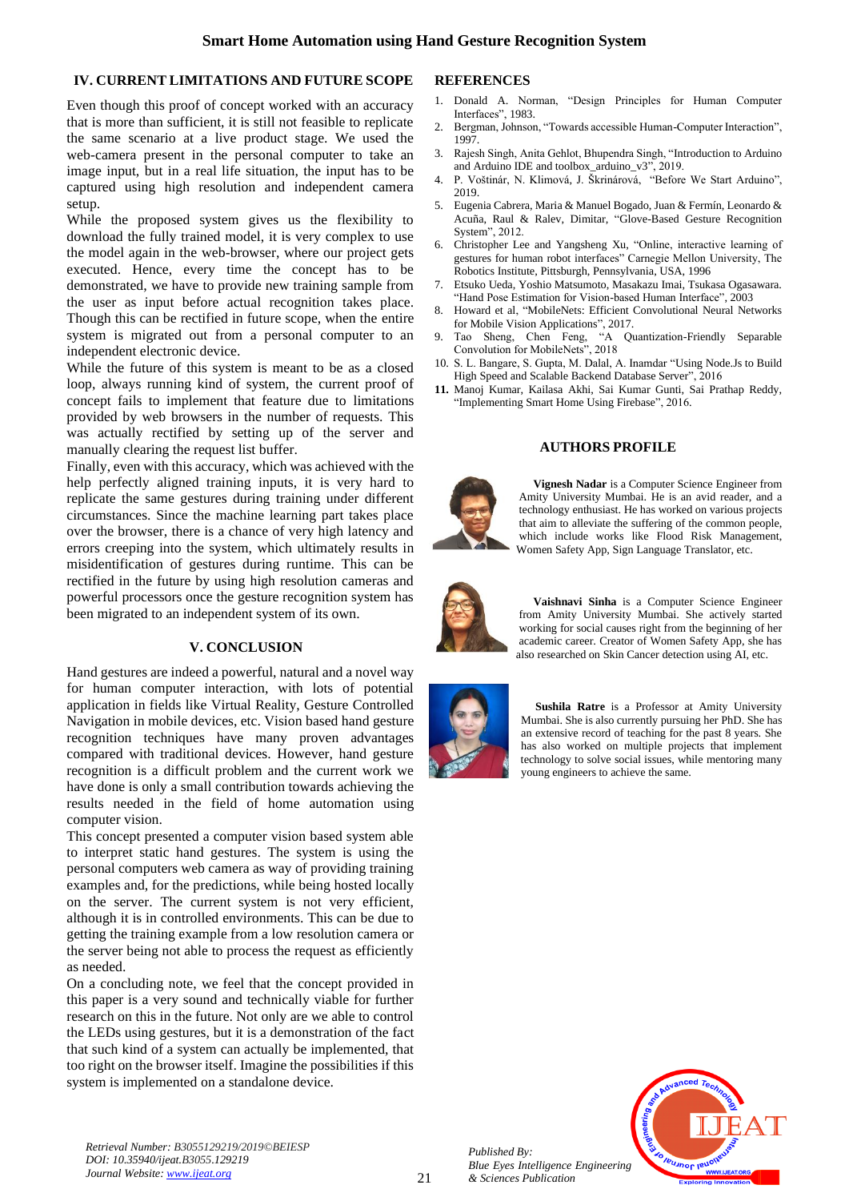## IV. CURRENT LIMITATIONS AND FUTURE SCOPE

Even though this proof of concept worked with an accuracy that is more than sufficient, it is still not feasible to replicate the same scenario at a live product stage. We used the web-camera present in the personal computer to take an image input, but in a real life situation, the input has to be captured using high resolution and independent camera setup.

While the proposed system gives us the flexibility to download the fully trained model, it is very complex to use the model again in the web-browser, where our project gets executed. Hence, every time the concept has to be demonstrated, we have to provide new training sample from the user as input before actual recognition takes place. Though this can be rectified in future scope, when the entire system is migrated out from a personal computer to an independent electronic device.

While the future of this system is meant to be as a closed loop, always running kind of system, the current proof of concept fails to implement that feature due to limitations provided by web browsers in the number of requests. This was actually rectified by setting up of the server and manually clearing the request list buffer.

Finally, even with this accuracy, which was achieved with the help perfectly aligned training inputs, it is very hard to replicate the same gestures during training under different circumstances. Since the machine learning part takes place over the browser, there is a chance of very high latency and errors creeping into the system, which ultimately results in misidentification of gestures during runtime. This can be rectified in the future by using high resolution cameras and powerful processors once the gesture recognition system has been migrated to an independent system of its own.

## V. CONCLUSION

Hand gestures are indeed a powerful, natural and a novel way for human computer interaction, with lots of potential application in fields like Virtual Reality, Gesture Controlled Navigation in mobile devices, etc. Vision based hand gesture recognition techniques have many proven advantages compared with traditional devices. However, hand gesture recognition is a difficult problem and the current work we have done is only a small contribution towards achieving the results needed in the field of home automation using computer vision.

This concept presented a computer vision based system able to interpret static hand gestures. The system is using the personal computers web camera as way of providing training examples and, for the predictions, while being hosted locally on the server. The current system is not very efficient, although it is in controlled environments. This can be due to getting the training example from a low resolution camera or the server being not able to process the request as efficiently as needed.

On a concluding note, we feel that the concept provided in this paper is a very sound and technically viable for further research on this in the future. Not only are we able to control the LEDs using gestures, but it is a demonstration of the fact that such kind of a system can actually be implemented, that too right on the browser itself. Imagine the possibilities if this system is implemented on a standalone device.

## REFERENCES

1. Donald A. Norman, "Design Principles for Human Computer Interfaces", 1983.
2. Bergman, Johnson, "Towards accessible Human-Computer Interaction", 1997.
3. Rajesh Singh, Anita Gehlot, Bhupendra Singh, "Introduction to Arduino and Arduino IDE and toolbox_arduino_v3", 2019.
4. P. Voštinár, N. Klimová, J. Škrinárová, "Before We Start Arduino", 2019.
5. Eugenia Cabrera, Maria & Manuel Bogado, Juan & Fermín, Leonardo & Acuña, Raul & Ralev, Dimitar, "Glove-Based Gesture Recognition System", 2012.
6. Christopher Lee and Yangsheng Xu, "Online, interactive learning of gestures for human robot interfaces" Carnegie Mellon University, The Robotics Institute, Pittsburgh, Pennsylvania, USA, 1996
7. Etsuko Ueda, Yoshio Matsumoto, Masakazu Imai, Tsukasa Ogasawara. "Hand Pose Estimation for Vision-based Human Interface", 2003
8. Howard et al, "MobileNets: Efficient Convolutional Neural Networks for Mobile Vision Applications", 2017.
9. Tao Sheng, Chen Feng, "A Quantization-Friendly Separable Convolution for MobileNets", 2018
10. S. L. Bangare, S. Gupta, M. Dalal, A. Inamdar "Using Node.Js to Build High Speed and Scalable Backend Database Server", 2016
11. Manoj Kumar, Kailasa Akhi, Sai Kumar Gunti, Sai Prathap Reddy, "Implementing Smart Home Using Firebase", 2016.

## AUTHORS PROFILE

**Vignesh Nadar** is a Computer Science Engineer from Amity University Mumbai. He is an avid reader, and a technology enthusiast. He has worked on various projects that aim to alleviate the suffering of the common people, which include works like Flood Risk Management, Women Safety App, Sign Language Translator, etc.

**Vaishnavi Sinha** is a Computer Science Engineer from Amity University Mumbai. She actively started working for social causes right from the beginning of her academic career. Creator of Women Safety App, she has also researched on Skin Cancer detection using AI, etc.

**Sushila Ratre** is a Professor at Amity University Mumbai. She is also currently pursuing her PhD. She has an extensive record of teaching for the past 8 years. She has also worked on multiple projects that implement technology to solve social issues, while mentoring many young engineers to achieve the same.